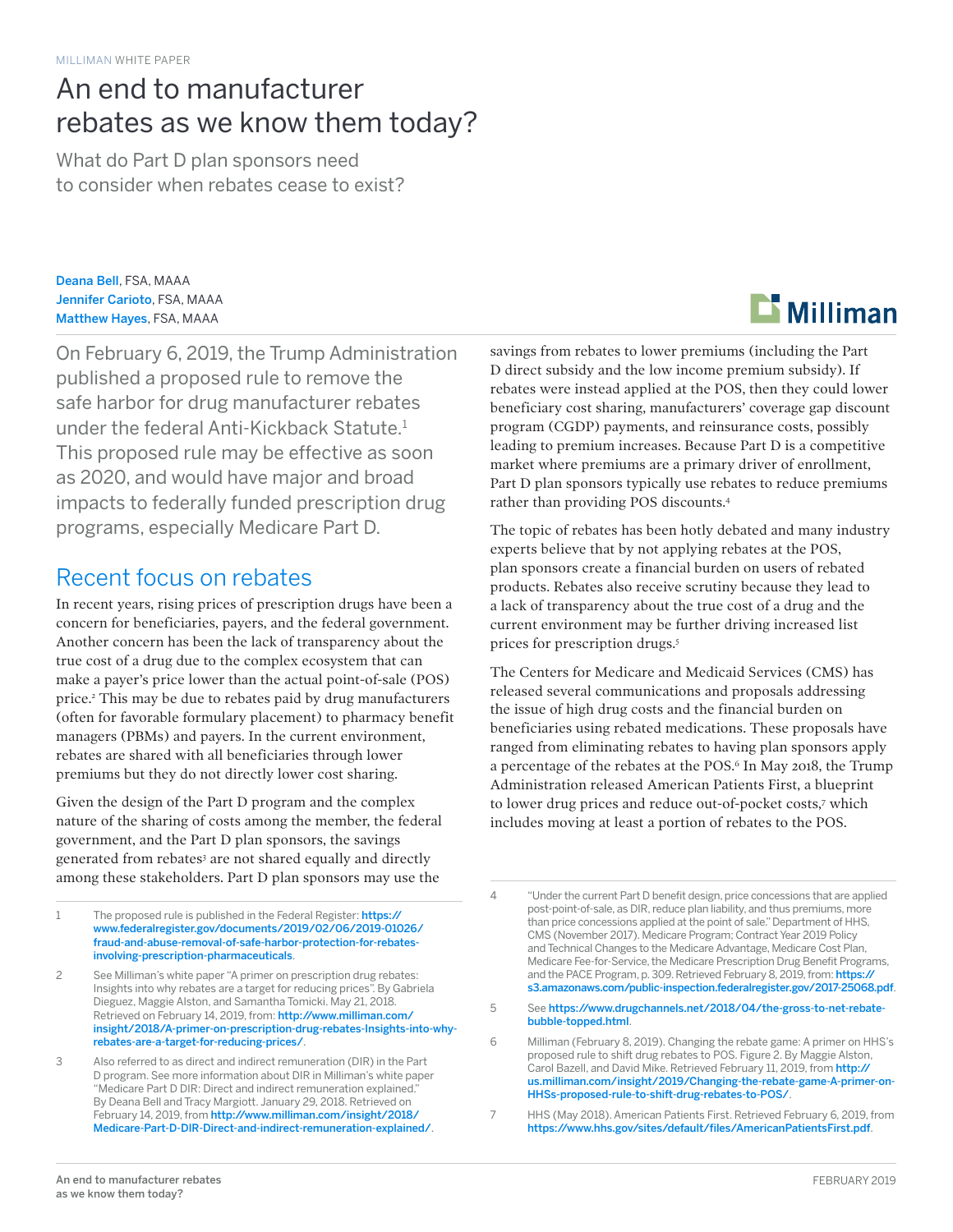MILLIMAN WHITE PAPER

# An end to manufacturer rebates as we know them today?

## What do Part D plan sponsors need to consider when rebates cease to exist?

Deana Bell, FSA, MAAA
Jennifer Carioto, FSA, MAAA
Matthew Hayes, FSA, MAAA

On February 6, 2019, the Trump Administration published a proposed rule to remove the safe harbor for drug manufacturer rebates under the federal Anti-Kickback Statute.[1] This proposed rule may be effective as soon as 2020, and would have major and broad impacts to federally funded prescription drug programs, especially Medicare Part D.

## Recent focus on rebates

In recent years, rising prices of prescription drugs have been a concern for beneficiaries, payers, and the federal government. Another concern has been the lack of transparency about the true cost of a drug due to the complex ecosystem that can make a payer's price lower than the actual point-of-sale (POS) price.[2] This may be due to rebates paid by drug manufacturers (often for favorable formulary placement) to pharmacy benefit managers (PBMs) and payers. In the current environment, rebates are shared with all beneficiaries through lower premiums but they do not directly lower cost sharing.

Given the design of the Part D program and the complex nature of the sharing of costs among the member, the federal government, and the Part D plan sponsors, the savings generated from rebates[3] are not shared equally and directly among these stakeholders. Part D plan sponsors may use the savings from rebates to lower premiums (including the Part D direct subsidy and the low income premium subsidy). If rebates were instead applied at the POS, then they could lower beneficiary cost sharing, manufacturers' coverage gap discount program (CGDP) payments, and reinsurance costs, possibly leading to premium increases. Because Part D is a competitive market where premiums are a primary driver of enrollment, Part D plan sponsors typically use rebates to reduce premiums rather than providing POS discounts.[4]

The topic of rebates has been hotly debated and many industry experts believe that by not applying rebates at the POS, plan sponsors create a financial burden on users of rebated products. Rebates also receive scrutiny because they lead to a lack of transparency about the true cost of a drug and the current environment may be further driving increased list prices for prescription drugs.[5]

The Centers for Medicare and Medicaid Services (CMS) has released several communications and proposals addressing the issue of high drug costs and the financial burden on beneficiaries using rebated medications. These proposals have ranged from eliminating rebates to having plan sponsors apply a percentage of the rebates at the POS.[6] In May 2018, the Trump Administration released American Patients First, a blueprint to lower drug prices and reduce out-of-pocket costs,[7] which includes moving at least a portion of rebates to the POS.

---

1 The proposed rule is published in the Federal Register: https://www.federalregister.gov/documents/2019/02/06/2019-01026/fraud-and-abuse-removal-of-safe-harbor-protection-for-rebates-involving-prescription-pharmaceuticals.

2 See Milliman's white paper "A primer on prescription drug rebates: Insights into why rebates are a target for reducing prices". By Gabriela Dieguez, Maggie Alston, and Samantha Tomicki. May 21, 2018. Retrieved on February 14, 2019, from: http://www.milliman.com/insight/2018/A-primer-on-prescription-drug-rebates-Insights-into-why-rebates-are-a-target-for-reducing-prices/.

3 Also referred to as direct and indirect remuneration (DIR) in the Part D program. See more information about DIR in Milliman's white paper "Medicare Part D DIR: Direct and indirect remuneration explained." By Deana Bell and Tracy Margiott. January 29, 2018. Retrieved on February 14, 2019, from http://www.milliman.com/insight/2018/Medicare-Part-D-DIR-Direct-and-indirect-remuneration-explained/.

4 "Under the current Part D benefit design, price concessions that are applied post-point-of-sale, as DIR, reduce plan liability, and thus premiums, more than price concessions applied at the point of sale." Department of HHS, CMS (November 2017). Medicare Program; Contract Year 2019 Policy and Technical Changes to the Medicare Advantage, Medicare Cost Plan, Medicare Fee-for-Service, the Medicare Prescription Drug Benefit Programs, and the PACE Program, p. 309. Retrieved February 8, 2019, from: https://s3.amazonaws.com/public-inspection.federalregister.gov/2017-25068.pdf.

5 See https://www.drugchannels.net/2018/04/the-gross-to-net-rebate-bubble-topped.html.

6 Milliman (February 8, 2019). Changing the rebate game: A primer on HHS's proposed rule to shift drug rebates to POS. Figure 2. By Maggie Alston, Carol Bazell, and David Mike. Retrieved February 11, 2019, from http://us.milliman.com/insight/2019/Changing-the-rebate-game-A-primer-on-HHSs-proposed-rule-to-shift-drug-rebates-to-POS/.

7 HHS (May 2018). American Patients First. Retrieved February 6, 2019, from https://www.hhs.gov/sites/default/files/AmericanPatientsFirst.pdf.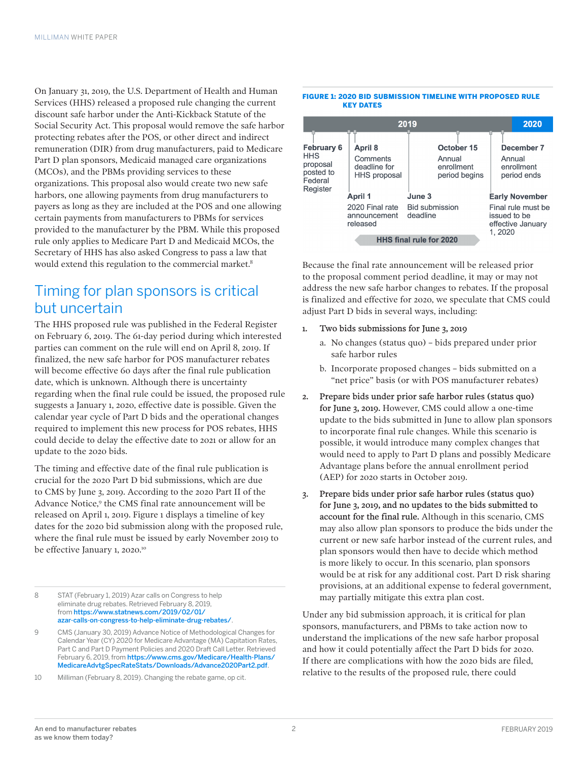On January 31, 2019, the U.S. Department of Health and Human Services (HHS) released a proposed rule changing the current discount safe harbor under the Anti-Kickback Statute of the Social Security Act. This proposal would remove the safe harbor protecting rebates after the POS, or other direct and indirect remuneration (DIR) from drug manufacturers, paid to Medicare Part D plan sponsors, Medicaid managed care organizations (MCOs), and the PBMs providing services to these organizations. This proposal also would create two new safe harbors, one allowing payments from drug manufacturers to payers as long as they are included at the POS and one allowing certain payments from manufacturers to PBMs for services provided to the manufacturer by the PBM. While this proposed rule only applies to Medicare Part D and Medicaid MCOs, the Secretary of HHS has also asked Congress to pass a law that would extend this regulation to the commercial market.[8]

## Timing for plan sponsors is critical but uncertain

The HHS proposed rule was published in the Federal Register on February 6, 2019. The 61-day period during which interested parties can comment on the rule will end on April 8, 2019. If finalized, the new safe harbor for POS manufacturer rebates will become effective 60 days after the final rule publication date, which is unknown. Although there is uncertainty regarding when the final rule could be issued, the proposed rule suggests a January 1, 2020, effective date is possible. Given the calendar year cycle of Part D bids and the operational changes required to implement this new process for POS rebates, HHS could decide to delay the effective date to 2021 or allow for an update to the 2020 bids.

The timing and effective date of the final rule publication is crucial for the 2020 Part D bid submissions, which are due to CMS by June 3, 2019. According to the 2020 Part II of the Advance Notice,[9] the CMS final rate announcement will be released on April 1, 2019. Figure 1 displays a timeline of key dates for the 2020 bid submission along with the proposed rule, where the final rule must be issued by early November 2019 to be effective January 1, 2020.[10]

**FIGURE 1: 2020 BID SUBMISSION TIMELINE WITH PROPOSED RULE KEY DATES**

| Date | Event |
|---|---|
| **February 6** (2019) | HHS proposal posted to Federal Register |
| **April 1** (2019) | 2020 Final rate announcement released |
| **April 8** (2019) | Comments deadline for HHS proposal |
| **June 3** (2019) | Bid submission deadline |
| **October 15** (2019) | Annual enrollment period begins |
| **Early November** (2019) | Final rule must be issued to be effective January 1, 2020 |
| **December 7** (2019) | Annual enrollment period ends |

HHS final rule for 2020

Because the final rate announcement will be released prior to the proposal comment period deadline, it may or may not address the new safe harbor changes to rebates. If the proposal is finalized and effective for 2020, we speculate that CMS could adjust Part D bids in several ways, including:

1. Two bids submissions for June 3, 2019
   a. No changes (status quo) – bids prepared under prior safe harbor rules
   b. Incorporate proposed changes – bids submitted on a "net price" basis (or with POS manufacturer rebates)
2. **Prepare bids under prior safe harbor rules (status quo) for June 3, 2019.** However, CMS could allow a one-time update to the bids submitted in June to allow plan sponsors to incorporate final rule changes. While this scenario is possible, it would introduce many complex changes that would need to apply to Part D plans and possibly Medicare Advantage plans before the annual enrollment period (AEP) for 2020 starts in October 2019.
3. **Prepare bids under prior safe harbor rules (status quo) for June 3, 2019, and no updates to the bids submitted to account for the final rule.** Although in this scenario, CMS may also allow plan sponsors to produce the bids under the current or new safe harbor instead of the current rules, and plan sponsors would then have to decide which method is more likely to occur. In this scenario, plan sponsors would be at risk for any additional cost. Part D risk sharing provisions, at an additional expense to federal government, may partially mitigate this extra plan cost.

Under any bid submission approach, it is critical for plan sponsors, manufacturers, and PBMs to take action now to understand the implications of the new safe harbor proposal and how it could potentially affect the Part D bids for 2020. If there are complications with how the 2020 bids are filed, relative to the results of the proposed rule, there could

8 STAT (February 1, 2019) Azar calls on Congress to help eliminate drug rebates. Retrieved February 8, 2019, from https://www.statnews.com/2019/02/01/azar-calls-on-congress-to-help-eliminate-drug-rebates/.

9 CMS (January 30, 2019) Advance Notice of Methodological Changes for Calendar Year (CY) 2020 for Medicare Advantage (MA) Capitation Rates, Part C and Part D Payment Policies and 2020 Draft Call Letter. Retrieved February 6, 2019, from https://www.cms.gov/Medicare/Health-Plans/MedicareAdvtgSpecRateStats/Downloads/Advance2020Part2.pdf.

10 Milliman (February 8, 2019). Changing the rebate game, op cit.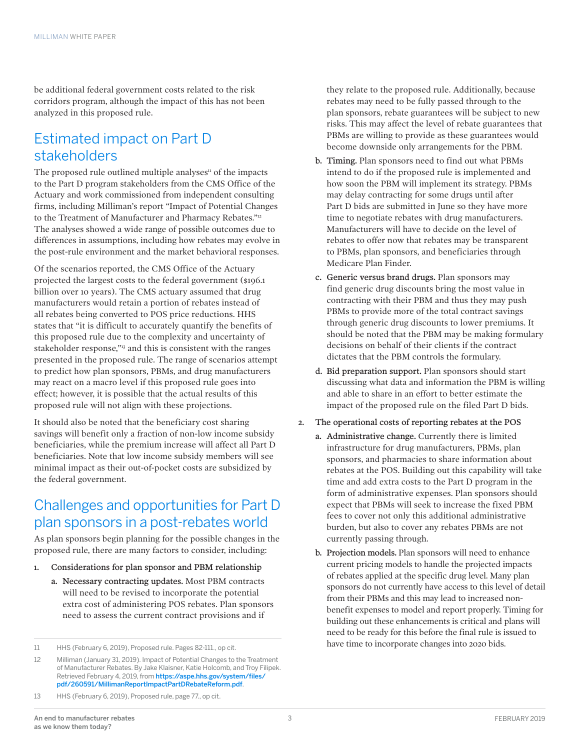be additional federal government costs related to the risk corridors program, although the impact of this has not been analyzed in this proposed rule.

## Estimated impact on Part D stakeholders

The proposed rule outlined multiple analyses[11] of the impacts to the Part D program stakeholders from the CMS Office of the Actuary and work commissioned from independent consulting firms, including Milliman's report "Impact of Potential Changes to the Treatment of Manufacturer and Pharmacy Rebates."[12] The analyses showed a wide range of possible outcomes due to differences in assumptions, including how rebates may evolve in the post-rule environment and the market behavioral responses.

Of the scenarios reported, the CMS Office of the Actuary projected the largest costs to the federal government ($196.1 billion over 10 years). The CMS actuary assumed that drug manufacturers would retain a portion of rebates instead of all rebates being converted to POS price reductions. HHS states that "it is difficult to accurately quantify the benefits of this proposed rule due to the complexity and uncertainty of stakeholder response,"[13] and this is consistent with the ranges presented in the proposed rule. The range of scenarios attempt to predict how plan sponsors, PBMs, and drug manufacturers may react on a macro level if this proposed rule goes into effect; however, it is possible that the actual results of this proposed rule will not align with these projections.

It should also be noted that the beneficiary cost sharing savings will benefit only a fraction of non-low income subsidy beneficiaries, while the premium increase will affect all Part D beneficiaries. Note that low income subsidy members will see minimal impact as their out-of-pocket costs are subsidized by the federal government.

## Challenges and opportunities for Part D plan sponsors in a post-rebates world

As plan sponsors begin planning for the possible changes in the proposed rule, there are many factors to consider, including:

1. **Considerations for plan sponsor and PBM relationship**
   a. **Necessary contracting updates.** Most PBM contracts will need to be revised to incorporate the potential extra cost of administering POS rebates. Plan sponsors need to assess the current contract provisions and if they relate to the proposed rule. Additionally, because rebates may need to be fully passed through to the plan sponsors, rebate guarantees will be subject to new risks. This may affect the level of rebate guarantees that PBMs are willing to provide as these guarantees would become downside only arrangements for the PBM.
   b. **Timing.** Plan sponsors need to find out what PBMs intend to do if the proposed rule is implemented and how soon the PBM will implement its strategy. PBMs may delay contracting for some drugs until after Part D bids are submitted in June so they have more time to negotiate rebates with drug manufacturers. Manufacturers will have to decide on the level of rebates to offer now that rebates may be transparent to PBMs, plan sponsors, and beneficiaries through Medicare Plan Finder.
   c. **Generic versus brand drugs.** Plan sponsors may find generic drug discounts bring the most value in contracting with their PBM and thus they may push PBMs to provide more of the total contract savings through generic drug discounts to lower premiums. It should be noted that the PBM may be making formulary decisions on behalf of their clients if the contract dictates that the PBM controls the formulary.
   d. **Bid preparation support.** Plan sponsors should start discussing what data and information the PBM is willing and able to share in an effort to better estimate the impact of the proposed rule on the filed Part D bids.
2. **The operational costs of reporting rebates at the POS**
   a. **Administrative change.** Currently there is limited infrastructure for drug manufacturers, PBMs, plan sponsors, and pharmacies to share information about rebates at the POS. Building out this capability will take time and add extra costs to the Part D program in the form of administrative expenses. Plan sponsors should expect that PBMs will seek to increase the fixed PBM fees to cover not only this additional administrative burden, but also to cover any rebates PBMs are not currently passing through.
   b. **Projection models.** Plan sponsors will need to enhance current pricing models to handle the projected impacts of rebates applied at the specific drug level. Many plan sponsors do not currently have access to this level of detail from their PBMs and this may lead to increased non-benefit expenses to model and report properly. Timing for building out these enhancements is critical and plans will need to be ready for this before the final rule is issued to have time to incorporate changes into 2020 bids.

---

11 HHS (February 6, 2019), Proposed rule. Pages 82-111., op cit.

12 Milliman (January 31, 2019). Impact of Potential Changes to the Treatment of Manufacturer Rebates. By Jake Klaisner, Katie Holcomb, and Troy Filipek. Retrieved February 4, 2019, from https://aspe.hhs.gov/system/files/pdf/260591/MillimanReportImpactPartDRebateReform.pdf.

13 HHS (February 6, 2019), Proposed rule, page 77., op cit.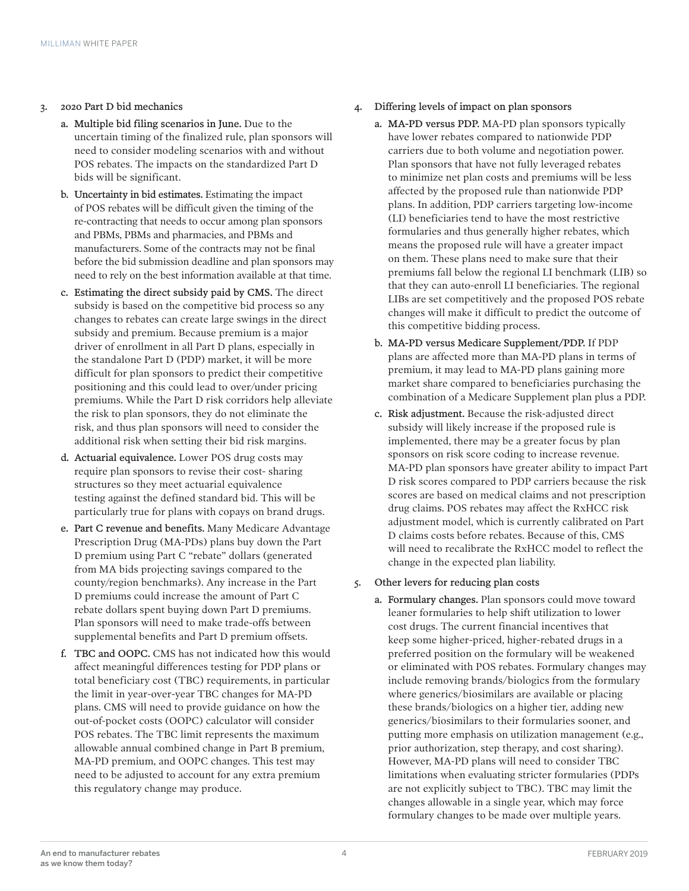3. 2020 Part D bid mechanics

   a. **Multiple bid filing scenarios in June.** Due to the uncertain timing of the finalized rule, plan sponsors will need to consider modeling scenarios with and without POS rebates. The impacts on the standardized Part D bids will be significant.

   b. **Uncertainty in bid estimates.** Estimating the impact of POS rebates will be difficult given the timing of the re-contracting that needs to occur among plan sponsors and PBMs, PBMs and pharmacies, and PBMs and manufacturers. Some of the contracts may not be final before the bid submission deadline and plan sponsors may need to rely on the best information available at that time.

   c. **Estimating the direct subsidy paid by CMS.** The direct subsidy is based on the competitive bid process so any changes to rebates can create large swings in the direct subsidy and premium. Because premium is a major driver of enrollment in all Part D plans, especially in the standalone Part D (PDP) market, it will be more difficult for plan sponsors to predict their competitive positioning and this could lead to over/under pricing premiums. While the Part D risk corridors help alleviate the risk to plan sponsors, they do not eliminate the risk, and thus plan sponsors will need to consider the additional risk when setting their bid risk margins.

   d. **Actuarial equivalence.** Lower POS drug costs may require plan sponsors to revise their cost- sharing structures so they meet actuarial equivalence testing against the defined standard bid. This will be particularly true for plans with copays on brand drugs.

   e. **Part C revenue and benefits.** Many Medicare Advantage Prescription Drug (MA-PDs) plans buy down the Part D premium using Part C "rebate" dollars (generated from MA bids projecting savings compared to the county/region benchmarks). Any increase in the Part D premiums could increase the amount of Part C rebate dollars spent buying down Part D premiums. Plan sponsors will need to make trade-offs between supplemental benefits and Part D premium offsets.

   f. **TBC and OOPC.** CMS has not indicated how this would affect meaningful differences testing for PDP plans or total beneficiary cost (TBC) requirements, in particular the limit in year-over-year TBC changes for MA-PD plans. CMS will need to provide guidance on how the out-of-pocket costs (OOPC) calculator will consider POS rebates. The TBC limit represents the maximum allowable annual combined change in Part B premium, MA-PD premium, and OOPC changes. This test may need to be adjusted to account for any extra premium this regulatory change may produce.

4. Differing levels of impact on plan sponsors

   a. **MA-PD versus PDP.** MA-PD plan sponsors typically have lower rebates compared to nationwide PDP carriers due to both volume and negotiation power. Plan sponsors that have not fully leveraged rebates to minimize net plan costs and premiums will be less affected by the proposed rule than nationwide PDP plans. In addition, PDP carriers targeting low-income (LI) beneficiaries tend to have the most restrictive formularies and thus generally higher rebates, which means the proposed rule will have a greater impact on them. These plans need to make sure that their premiums fall below the regional LI benchmark (LIB) so that they can auto-enroll LI beneficiaries. The regional LIBs are set competitively and the proposed POS rebate changes will make it difficult to predict the outcome of this competitive bidding process.

   b. **MA-PD versus Medicare Supplement/PDP.** If PDP plans are affected more than MA-PD plans in terms of premium, it may lead to MA-PD plans gaining more market share compared to beneficiaries purchasing the combination of a Medicare Supplement plan plus a PDP.

   c. **Risk adjustment.** Because the risk-adjusted direct subsidy will likely increase if the proposed rule is implemented, there may be a greater focus by plan sponsors on risk score coding to increase revenue. MA-PD plan sponsors have greater ability to impact Part D risk scores compared to PDP carriers because the risk scores are based on medical claims and not prescription drug claims. POS rebates may affect the RxHCC risk adjustment model, which is currently calibrated on Part D claims costs before rebates. Because of this, CMS will need to recalibrate the RxHCC model to reflect the change in the expected plan liability.

5. Other levers for reducing plan costs

   a. **Formulary changes.** Plan sponsors could move toward leaner formularies to help shift utilization to lower cost drugs. The current financial incentives that keep some higher-priced, higher-rebated drugs in a preferred position on the formulary will be weakened or eliminated with POS rebates. Formulary changes may include removing brands/biologics from the formulary where generics/biosimilars are available or placing these brands/biologics on a higher tier, adding new generics/biosimilars to their formularies sooner, and putting more emphasis on utilization management (e.g., prior authorization, step therapy, and cost sharing). However, MA-PD plans will need to consider TBC limitations when evaluating stricter formularies (PDPs are not explicitly subject to TBC). TBC may limit the changes allowable in a single year, which may force formulary changes to be made over multiple years.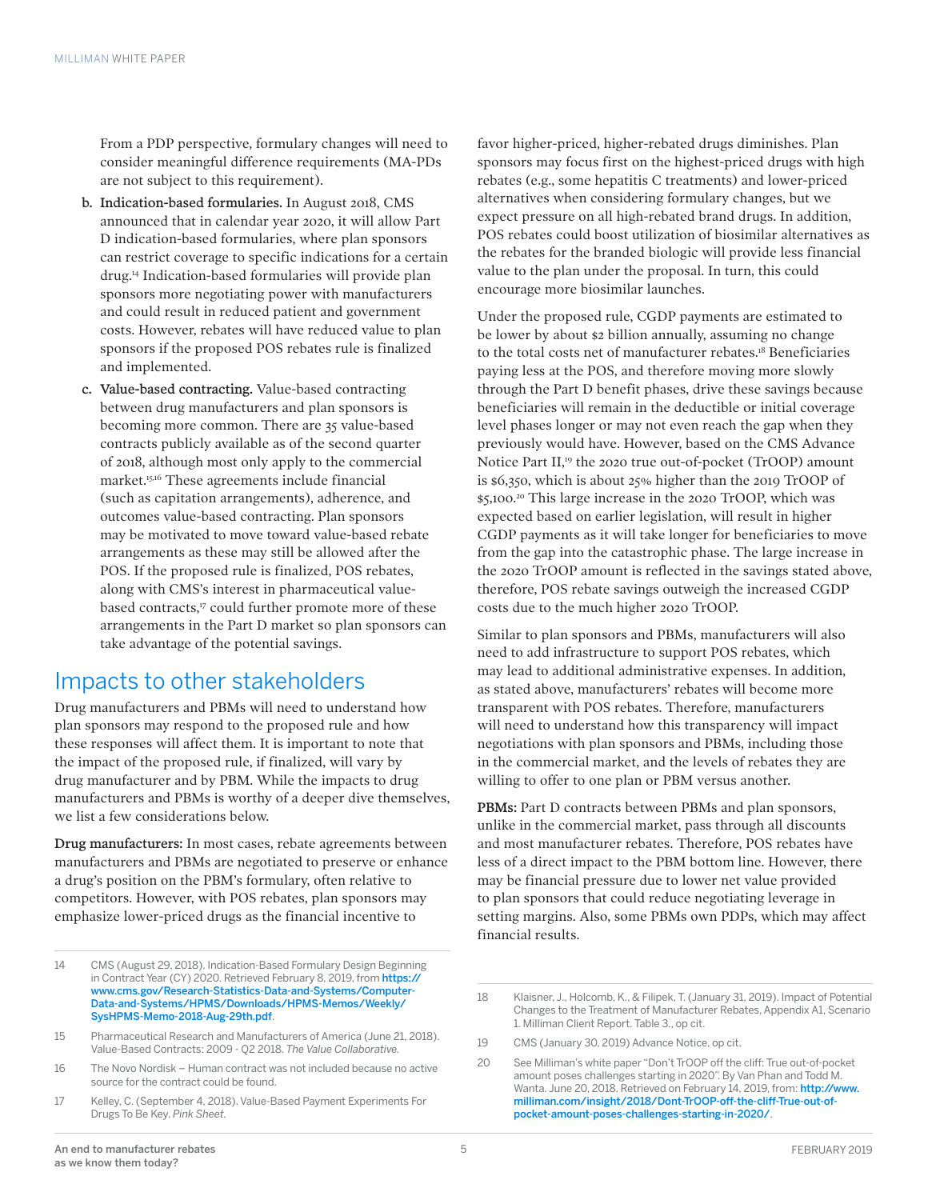From a PDP perspective, formulary changes will need to consider meaningful difference requirements (MA-PDs are not subject to this requirement).

b. **Indication-based formularies.** In August 2018, CMS announced that in calendar year 2020, it will allow Part D indication-based formularies, where plan sponsors can restrict coverage to specific indications for a certain drug.[14] Indication-based formularies will provide plan sponsors more negotiating power with manufacturers and could result in reduced patient and government costs. However, rebates will have reduced value to plan sponsors if the proposed POS rebates rule is finalized and implemented.

c. **Value-based contracting.** Value-based contracting between drug manufacturers and plan sponsors is becoming more common. There are 35 value-based contracts publicly available as of the second quarter of 2018, although most only apply to the commercial market.[15,16] These agreements include financial (such as capitation arrangements), adherence, and outcomes value-based contracting. Plan sponsors may be motivated to move toward value-based rebate arrangements as these may still be allowed after the POS. If the proposed rule is finalized, POS rebates, along with CMS's interest in pharmaceutical value-based contracts,[17] could further promote more of these arrangements in the Part D market so plan sponsors can take advantage of the potential savings.

## Impacts to other stakeholders

Drug manufacturers and PBMs will need to understand how plan sponsors may respond to the proposed rule and how these responses will affect them. It is important to note that the impact of the proposed rule, if finalized, will vary by drug manufacturer and by PBM. While the impacts to drug manufacturers and PBMs is worthy of a deeper dive themselves, we list a few considerations below.

**Drug manufacturers:** In most cases, rebate agreements between manufacturers and PBMs are negotiated to preserve or enhance a drug's position on the PBM's formulary, often relative to competitors. However, with POS rebates, plan sponsors may emphasize lower-priced drugs as the financial incentive to favor higher-priced, higher-rebated drugs diminishes. Plan sponsors may focus first on the highest-priced drugs with high rebates (e.g., some hepatitis C treatments) and lower-priced alternatives when considering formulary changes, but we expect pressure on all high-rebated brand drugs. In addition, POS rebates could boost utilization of biosimilar alternatives as the rebates for the branded biologic will provide less financial value to the plan under the proposal. In turn, this could encourage more biosimilar launches.

Under the proposed rule, CGDP payments are estimated to be lower by about \$2 billion annually, assuming no change to the total costs net of manufacturer rebates.[18] Beneficiaries paying less at the POS, and therefore moving more slowly through the Part D benefit phases, drive these savings because beneficiaries will remain in the deductible or initial coverage level phases longer or may not even reach the gap when they previously would have. However, based on the CMS Advance Notice Part II,[19] the 2020 true out-of-pocket (TrOOP) amount is \$6,350, which is about 25% higher than the 2019 TrOOP of \$5,100.[20] This large increase in the 2020 TrOOP, which was expected based on earlier legislation, will result in higher CGDP payments as it will take longer for beneficiaries to move from the gap into the catastrophic phase. The large increase in the 2020 TrOOP amount is reflected in the savings stated above, therefore, POS rebate savings outweigh the increased CGDP costs due to the much higher 2020 TrOOP.

Similar to plan sponsors and PBMs, manufacturers will also need to add infrastructure to support POS rebates, which may lead to additional administrative expenses. In addition, as stated above, manufacturers' rebates will become more transparent with POS rebates. Therefore, manufacturers will need to understand how this transparency will impact negotiations with plan sponsors and PBMs, including those in the commercial market, and the levels of rebates they are willing to offer to one plan or PBM versus another.

**PBMs:** Part D contracts between PBMs and plan sponsors, unlike in the commercial market, pass through all discounts and most manufacturer rebates. Therefore, POS rebates have less of a direct impact to the PBM bottom line. However, there may be financial pressure due to lower net value provided to plan sponsors that could reduce negotiating leverage in setting margins. Also, some PBMs own PDPs, which may affect financial results.

---

14 CMS (August 29, 2018). Indication-Based Formulary Design Beginning in Contract Year (CY) 2020. Retrieved February 8, 2019, from https://www.cms.gov/Research-Statistics-Data-and-Systems/Computer-Data-and-Systems/HPMS/Downloads/HPMS-Memos/Weekly/SysHPMS-Memo-2018-Aug-29th.pdf.

15 Pharmaceutical Research and Manufacturers of America (June 21, 2018). Value-Based Contracts: 2009 - Q2 2018. *The Value Collaborative.*

16 The Novo Nordisk – Human contract was not included because no active source for the contract could be found.

17 Kelley, C. (September 4, 2018). Value-Based Payment Experiments For Drugs To Be Key. *Pink Sheet.*

18 Klaisner, J., Holcomb, K., & Filipek, T. (January 31, 2019). Impact of Potential Changes to the Treatment of Manufacturer Rebates, Appendix A1, Scenario 1. Milliman Client Report. Table 3., op cit.

19 CMS (January 30, 2019) Advance Notice, op cit.

20 See Milliman's white paper "Don't TrOOP off the cliff: True out-of-pocket amount poses challenges starting in 2020". By Van Phan and Todd M. Wanta. June 20, 2018. Retrieved on February 14, 2019, from: http://www.milliman.com/insight/2018/Dont-TrOOP-off-the-cliff-True-out-of-pocket-amount-poses-challenges-starting-in-2020/.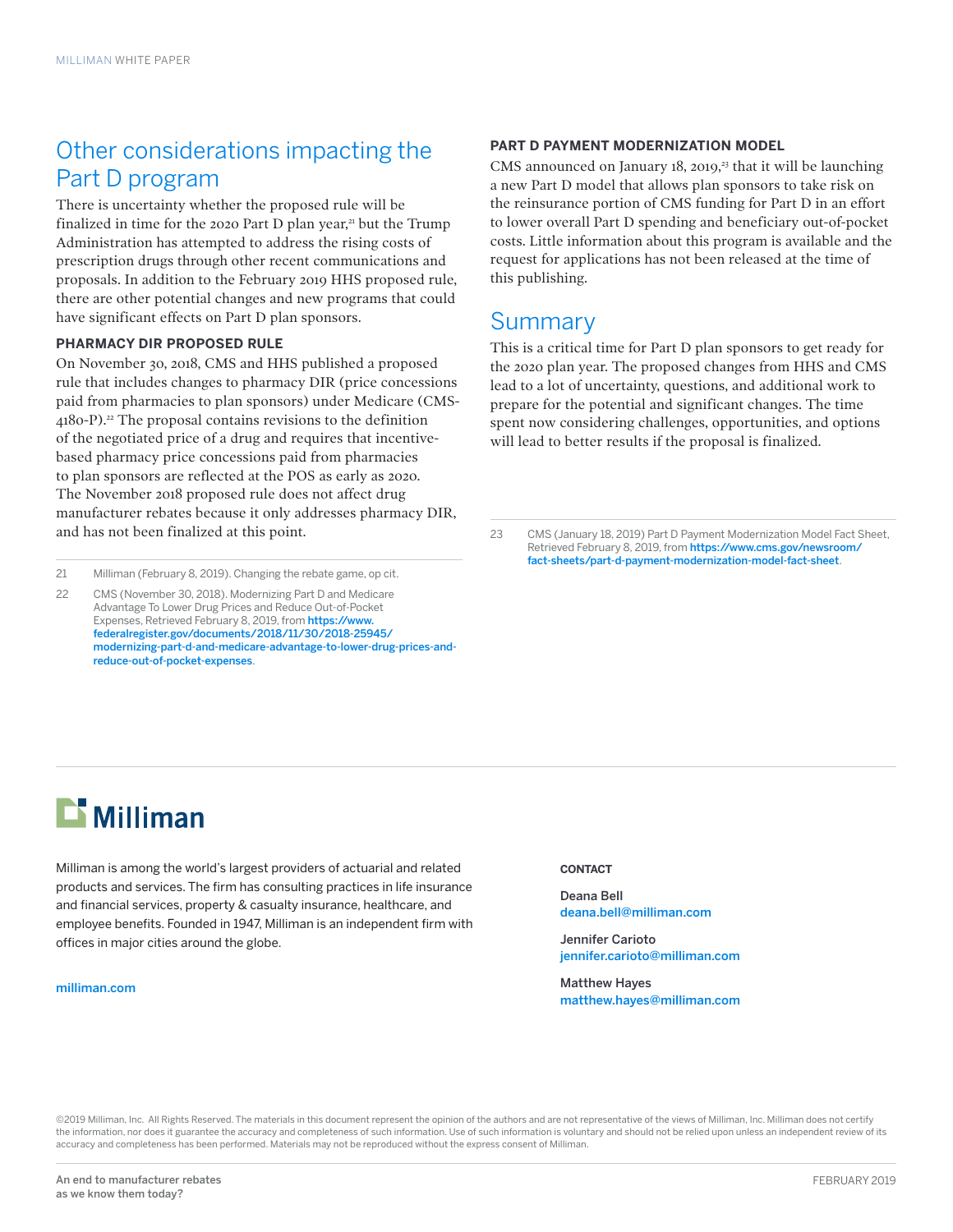## Other considerations impacting the Part D program

There is uncertainty whether the proposed rule will be finalized in time for the 2020 Part D plan year,[21] but the Trump Administration has attempted to address the rising costs of prescription drugs through other recent communications and proposals. In addition to the February 2019 HHS proposed rule, there are other potential changes and new programs that could have significant effects on Part D plan sponsors.

### PHARMACY DIR PROPOSED RULE

On November 30, 2018, CMS and HHS published a proposed rule that includes changes to pharmacy DIR (price concessions paid from pharmacies to plan sponsors) under Medicare (CMS-4180-P).[22] The proposal contains revisions to the definition of the negotiated price of a drug and requires that incentive-based pharmacy price concessions paid from pharmacies to plan sponsors are reflected at the POS as early as 2020. The November 2018 proposed rule does not affect drug manufacturer rebates because it only addresses pharmacy DIR, and has not been finalized at this point.

21 Milliman (February 8, 2019). Changing the rebate game, op cit.

22 CMS (November 30, 2018). Modernizing Part D and Medicare Advantage To Lower Drug Prices and Reduce Out-of-Pocket Expenses, Retrieved February 8, 2019, from https://www.federalregister.gov/documents/2018/11/30/2018-25945/modernizing-part-d-and-medicare-advantage-to-lower-drug-prices-and-reduce-out-of-pocket-expenses.

### PART D PAYMENT MODERNIZATION MODEL

CMS announced on January 18, 2019,[23] that it will be launching a new Part D model that allows plan sponsors to take risk on the reinsurance portion of CMS funding for Part D in an effort to lower overall Part D spending and beneficiary out-of-pocket costs. Little information about this program is available and the request for applications has not been released at the time of this publishing.

## Summary

This is a critical time for Part D plan sponsors to get ready for the 2020 plan year. The proposed changes from HHS and CMS lead to a lot of uncertainty, questions, and additional work to prepare for the potential and significant changes. The time spent now considering challenges, opportunities, and options will lead to better results if the proposal is finalized.

23 CMS (January 18, 2019) Part D Payment Modernization Model Fact Sheet, Retrieved February 8, 2019, from https://www.cms.gov/newsroom/fact-sheets/part-d-payment-modernization-model-fact-sheet.

**Milliman**

Milliman is among the world's largest providers of actuarial and related products and services. The firm has consulting practices in life insurance and financial services, property & casualty insurance, healthcare, and employee benefits. Founded in 1947, Milliman is an independent firm with offices in major cities around the globe.

milliman.com

**CONTACT**

Deana Bell
deana.bell@milliman.com

Jennifer Carioto
jennifer.carioto@milliman.com

Matthew Hayes
matthew.hayes@milliman.com

©2019 Milliman, Inc. All Rights Reserved. The materials in this document represent the opinion of the authors and are not representative of the views of Milliman, Inc. Milliman does not certify the information, nor does it guarantee the accuracy and completeness of such information. Use of such information is voluntary and should not be relied upon unless an independent review of its accuracy and completeness has been performed. Materials may not be reproduced without the express consent of Milliman.